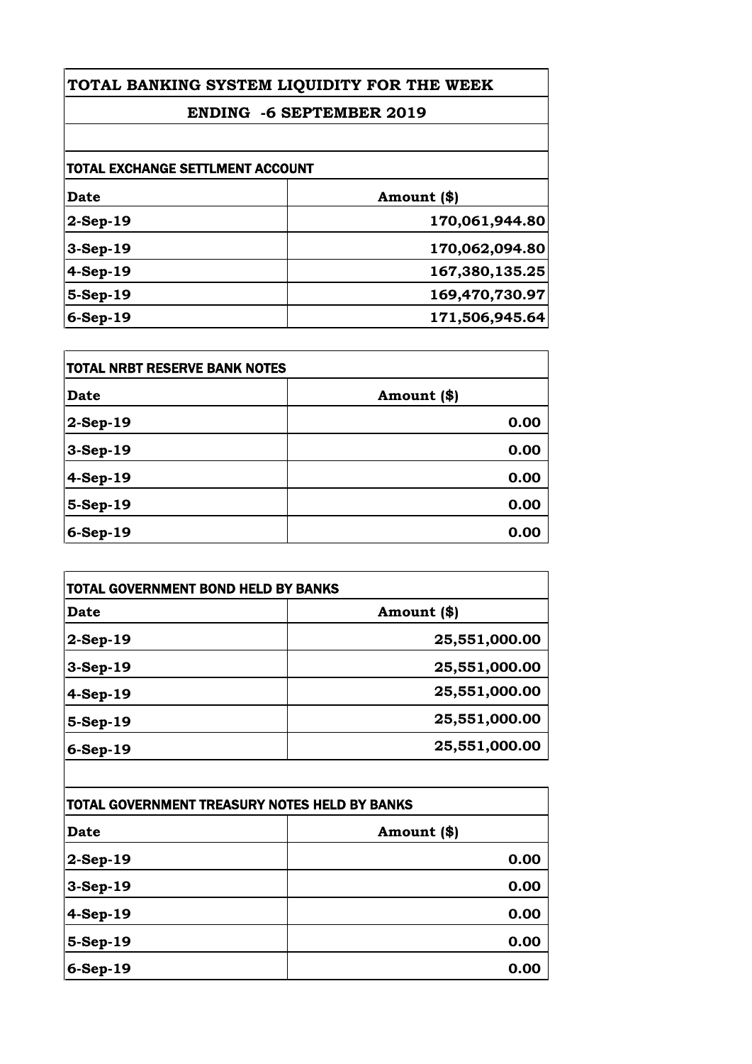# TOTAL BANKING SYSTEM LIQUIDITY FOR THE WEEK

## ENDING -6 SEPTEMBER 2019

### TOTAL EXCHANGE SETTLMENT ACCOUNT

| Date | Amount ($) |
|---|---|
| 2-Sep-19 | 170,061,944.80 |
| 3-Sep-19 | 170,062,094.80 |
| 4-Sep-19 | 167,380,135.25 |
| 5-Sep-19 | 169,470,730.97 |
| 6-Sep-19 | 171,506,945.64 |

### TOTAL NRBT RESERVE BANK NOTES

| Date | Amount ($) |
|---|---|
| 2-Sep-19 | 0.00 |
| 3-Sep-19 | 0.00 |
| 4-Sep-19 | 0.00 |
| 5-Sep-19 | 0.00 |
| 6-Sep-19 | 0.00 |

### TOTAL GOVERNMENT BOND HELD BY BANKS

| Date | Amount ($) |
|---|---|
| 2-Sep-19 | 25,551,000.00 |
| 3-Sep-19 | 25,551,000.00 |
| 4-Sep-19 | 25,551,000.00 |
| 5-Sep-19 | 25,551,000.00 |
| 6-Sep-19 | 25,551,000.00 |

### TOTAL GOVERNMENT TREASURY NOTES HELD BY BANKS

| Date | Amount ($) |
|---|---|
| 2-Sep-19 | 0.00 |
| 3-Sep-19 | 0.00 |
| 4-Sep-19 | 0.00 |
| 5-Sep-19 | 0.00 |
| 6-Sep-19 | 0.00 |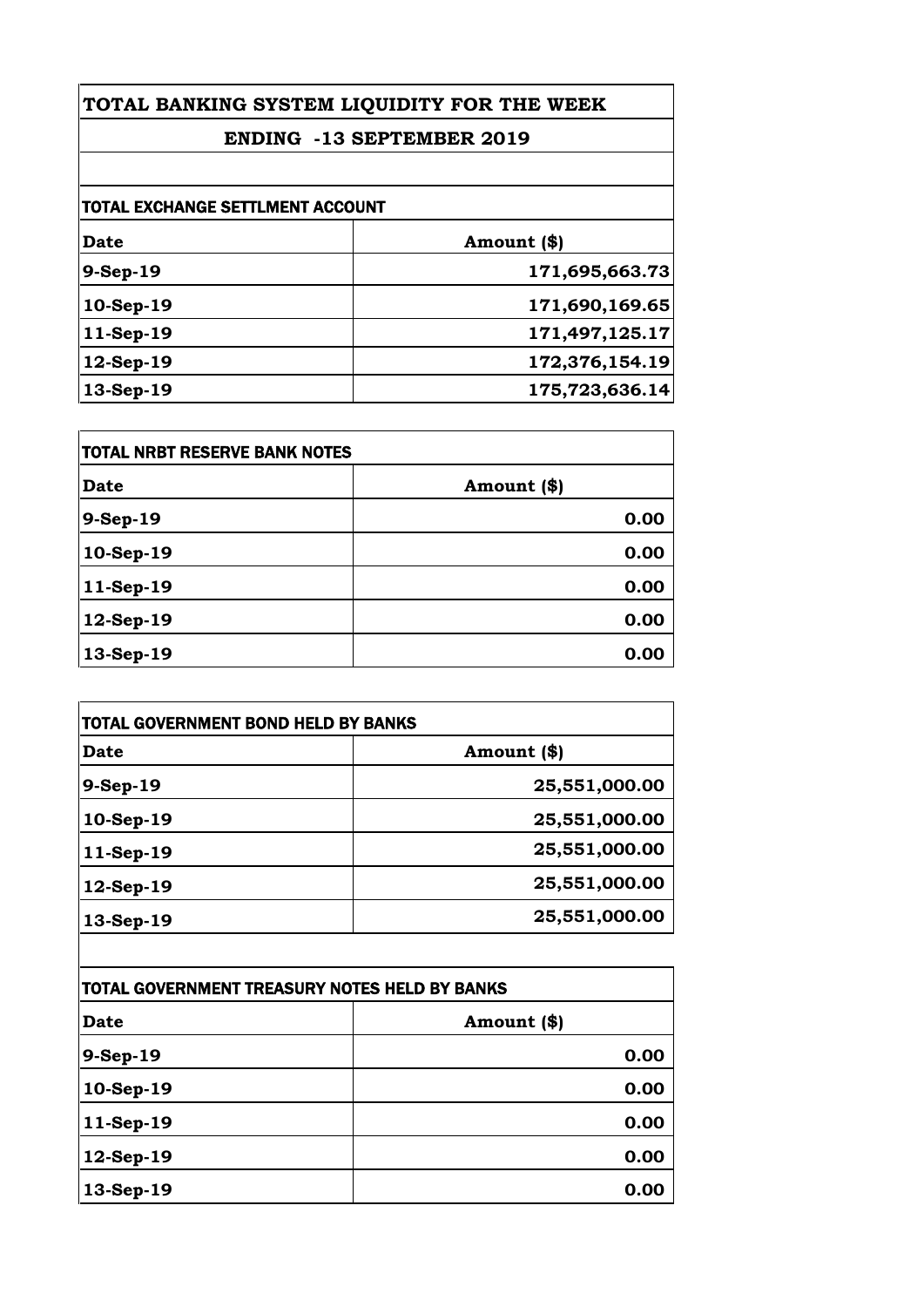# TOTAL BANKING SYSTEM LIQUIDITY FOR THE WEEK

## ENDING -13 SEPTEMBER 2019

### TOTAL EXCHANGE SETTLMENT ACCOUNT

| Date | Amount ($) |
|---|---|
| 9-Sep-19 | 171,695,663.73 |
| 10-Sep-19 | 171,690,169.65 |
| 11-Sep-19 | 171,497,125.17 |
| 12-Sep-19 | 172,376,154.19 |
| 13-Sep-19 | 175,723,636.14 |

### TOTAL NRBT RESERVE BANK NOTES

| Date | Amount ($) |
|---|---|
| 9-Sep-19 | 0.00 |
| 10-Sep-19 | 0.00 |
| 11-Sep-19 | 0.00 |
| 12-Sep-19 | 0.00 |
| 13-Sep-19 | 0.00 |

### TOTAL GOVERNMENT BOND HELD BY BANKS

| Date | Amount ($) |
|---|---|
| 9-Sep-19 | 25,551,000.00 |
| 10-Sep-19 | 25,551,000.00 |
| 11-Sep-19 | 25,551,000.00 |
| 12-Sep-19 | 25,551,000.00 |
| 13-Sep-19 | 25,551,000.00 |

### TOTAL GOVERNMENT TREASURY NOTES HELD BY BANKS

| Date | Amount ($) |
|---|---|
| 9-Sep-19 | 0.00 |
| 10-Sep-19 | 0.00 |
| 11-Sep-19 | 0.00 |
| 12-Sep-19 | 0.00 |
| 13-Sep-19 | 0.00 |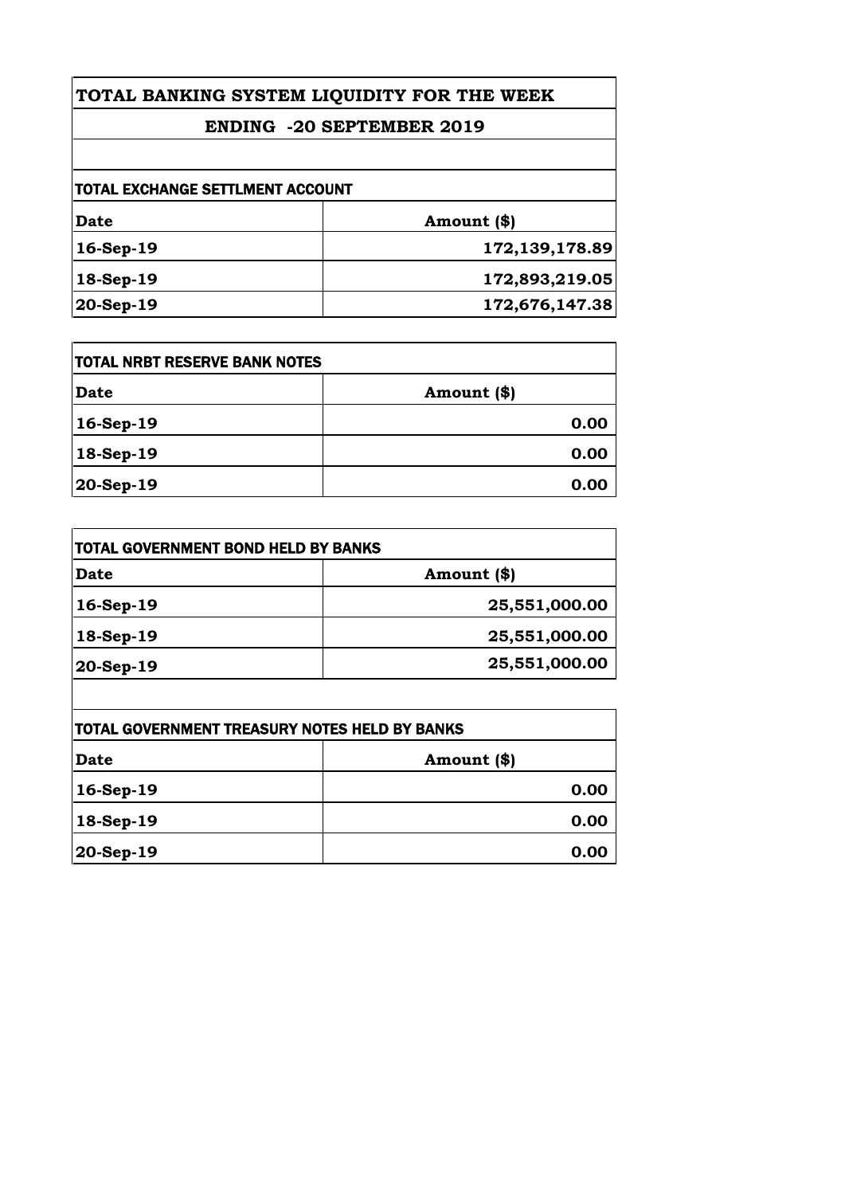# TOTAL BANKING SYSTEM LIQUIDITY FOR THE WEEK

## ENDING -20 SEPTEMBER 2019

### TOTAL EXCHANGE SETTLMENT ACCOUNT

| Date | Amount ($) |
| --- | --- |
| 16-Sep-19 | 172,139,178.89 |
| 18-Sep-19 | 172,893,219.05 |
| 20-Sep-19 | 172,676,147.38 |

### TOTAL NRBT RESERVE BANK NOTES

| Date | Amount ($) |
| --- | --- |
| 16-Sep-19 | 0.00 |
| 18-Sep-19 | 0.00 |
| 20-Sep-19 | 0.00 |

### TOTAL GOVERNMENT BOND HELD BY BANKS

| Date | Amount ($) |
| --- | --- |
| 16-Sep-19 | 25,551,000.00 |
| 18-Sep-19 | 25,551,000.00 |
| 20-Sep-19 | 25,551,000.00 |

### TOTAL GOVERNMENT TREASURY NOTES HELD BY BANKS

| Date | Amount ($) |
| --- | --- |
| 16-Sep-19 | 0.00 |
| 18-Sep-19 | 0.00 |
| 20-Sep-19 | 0.00 |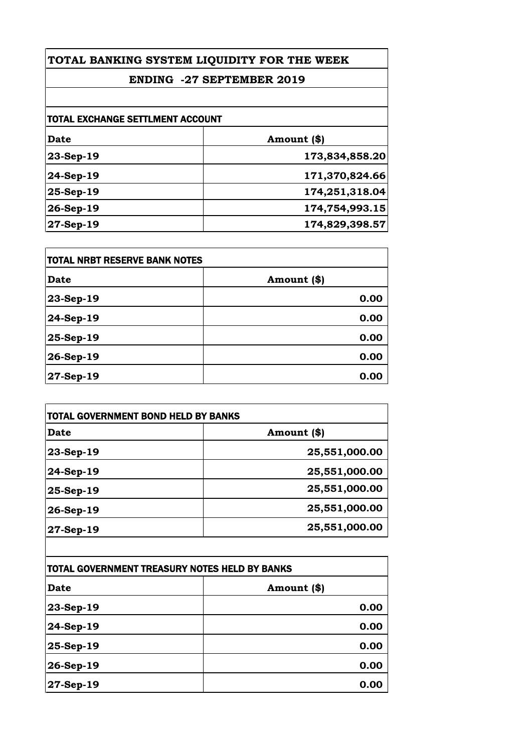# TOTAL BANKING SYSTEM LIQUIDITY FOR THE WEEK

## ENDING -27 SEPTEMBER 2019

### TOTAL EXCHANGE SETTLMENT ACCOUNT

| Date | Amount ($) |
|---|---|
| 23-Sep-19 | 173,834,858.20 |
| 24-Sep-19 | 171,370,824.66 |
| 25-Sep-19 | 174,251,318.04 |
| 26-Sep-19 | 174,754,993.15 |
| 27-Sep-19 | 174,829,398.57 |

### TOTAL NRBT RESERVE BANK NOTES

| Date | Amount ($) |
|---|---|
| 23-Sep-19 | 0.00 |
| 24-Sep-19 | 0.00 |
| 25-Sep-19 | 0.00 |
| 26-Sep-19 | 0.00 |
| 27-Sep-19 | 0.00 |

### TOTAL GOVERNMENT BOND HELD BY BANKS

| Date | Amount ($) |
|---|---|
| 23-Sep-19 | 25,551,000.00 |
| 24-Sep-19 | 25,551,000.00 |
| 25-Sep-19 | 25,551,000.00 |
| 26-Sep-19 | 25,551,000.00 |
| 27-Sep-19 | 25,551,000.00 |

### TOTAL GOVERNMENT TREASURY NOTES HELD BY BANKS

| Date | Amount ($) |
|---|---|
| 23-Sep-19 | 0.00 |
| 24-Sep-19 | 0.00 |
| 25-Sep-19 | 0.00 |
| 26-Sep-19 | 0.00 |
| 27-Sep-19 | 0.00 |